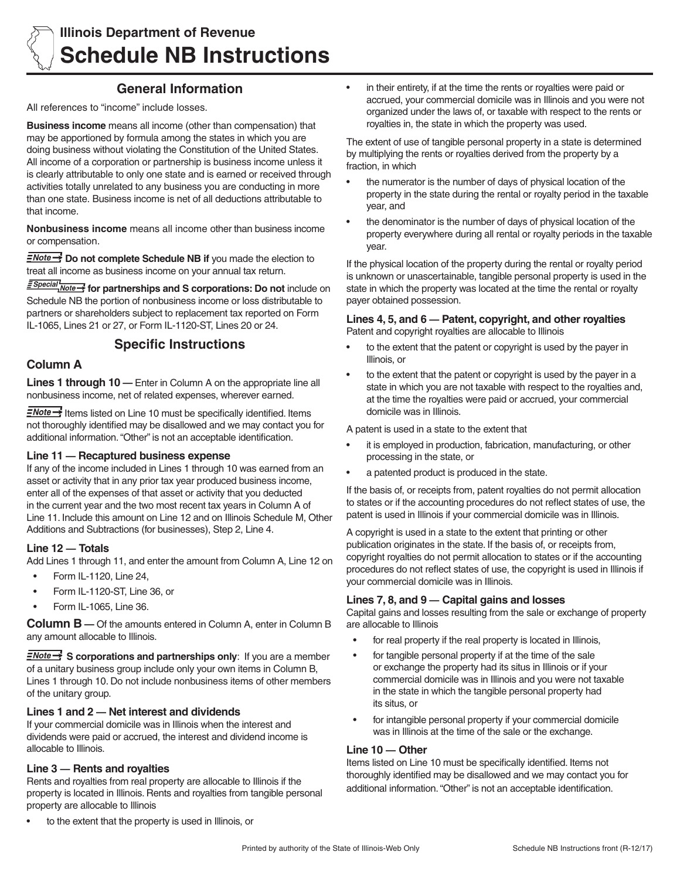# Illinois Department of Revenue
# Schedule NB Instructions

## General Information

All references to "income" include losses.

**Business income** means all income (other than compensation) that may be apportioned by formula among the states in which you are doing business without violating the Constitution of the United States. All income of a corporation or partnership is business income unless it is clearly attributable to only one state and is earned or received through activities totally unrelated to any business you are conducting in more than one state. Business income is net of all deductions attributable to that income.

**Nonbusiness income** means all income other than business income or compensation.

**Note → Do not complete Schedule NB if** you made the election to treat all income as business income on your annual tax return.

**Special Note → for partnerships and S corporations: Do not** include on Schedule NB the portion of nonbusiness income or loss distributable to partners or shareholders subject to replacement tax reported on Form IL-1065, Lines 21 or 27, or Form IL-1120-ST, Lines 20 or 24.

## Specific Instructions

### Column A

**Lines 1 through 10 —** Enter in Column A on the appropriate line all nonbusiness income, net of related expenses, wherever earned.

**Note →** Items listed on Line 10 must be specifically identified. Items not thoroughly identified may be disallowed and we may contact you for additional information. "Other" is not an acceptable identification.

#### Line 11 — Recaptured business expense

If any of the income included in Lines 1 through 10 was earned from an asset or activity that in any prior tax year produced business income, enter all of the expenses of that asset or activity that you deducted in the current year and the two most recent tax years in Column A of Line 11. Include this amount on Line 12 and on Illinois Schedule M, Other Additions and Subtractions (for businesses), Step 2, Line 4.

#### Line 12 — Totals

Add Lines 1 through 11, and enter the amount from Column A, Line 12 on

- Form IL-1120, Line 24,
- Form IL-1120-ST, Line 36, or
- Form IL-1065, Line 36.

**Column B —** Of the amounts entered in Column A, enter in Column B any amount allocable to Illinois.

**Note → S corporations and partnerships only**: If you are a member of a unitary business group include only your own items in Column B, Lines 1 through 10. Do not include nonbusiness items of other members of the unitary group.

#### Lines 1 and 2 — Net interest and dividends

If your commercial domicile was in Illinois when the interest and dividends were paid or accrued, the interest and dividend income is allocable to Illinois.

#### Line 3 — Rents and royalties

Rents and royalties from real property are allocable to Illinois if the property is located in Illinois. Rents and royalties from tangible personal property are allocable to Illinois

- to the extent that the property is used in Illinois, or
- in their entirety, if at the time the rents or royalties were paid or accrued, your commercial domicile was in Illinois and you were not organized under the laws of, or taxable with respect to the rents or royalties in, the state in which the property was used.

The extent of use of tangible personal property in a state is determined by multiplying the rents or royalties derived from the property by a fraction, in which

- the numerator is the number of days of physical location of the property in the state during the rental or royalty period in the taxable year, and
- the denominator is the number of days of physical location of the property everywhere during all rental or royalty periods in the taxable year.

If the physical location of the property during the rental or royalty period is unknown or unascertainable, tangible personal property is used in the state in which the property was located at the time the rental or royalty payer obtained possession.

#### Lines 4, 5, and 6 — Patent, copyright, and other royalties

Patent and copyright royalties are allocable to Illinois

- to the extent that the patent or copyright is used by the payer in Illinois, or
- to the extent that the patent or copyright is used by the payer in a state in which you are not taxable with respect to the royalties and, at the time the royalties were paid or accrued, your commercial domicile was in Illinois.

A patent is used in a state to the extent that

- it is employed in production, fabrication, manufacturing, or other processing in the state, or
- a patented product is produced in the state.

If the basis of, or receipts from, patent royalties do not permit allocation to states or if the accounting procedures do not reflect states of use, the patent is used in Illinois if your commercial domicile was in Illinois.

A copyright is used in a state to the extent that printing or other publication originates in the state. If the basis of, or receipts from, copyright royalties do not permit allocation to states or if the accounting procedures do not reflect states of use, the copyright is used in Illinois if your commercial domicile was in Illinois.

#### Lines 7, 8, and 9 — Capital gains and losses

Capital gains and losses resulting from the sale or exchange of property are allocable to Illinois

- for real property if the real property is located in Illinois,
- for tangible personal property if at the time of the sale or exchange the property had its situs in Illinois or if your commercial domicile was in Illinois and you were not taxable in the state in which the tangible personal property had its situs, or
- for intangible personal property if your commercial domicile was in Illinois at the time of the sale or the exchange.

#### Line 10 — Other

Items listed on Line 10 must be specifically identified. Items not thoroughly identified may be disallowed and we may contact you for additional information. "Other" is not an acceptable identification.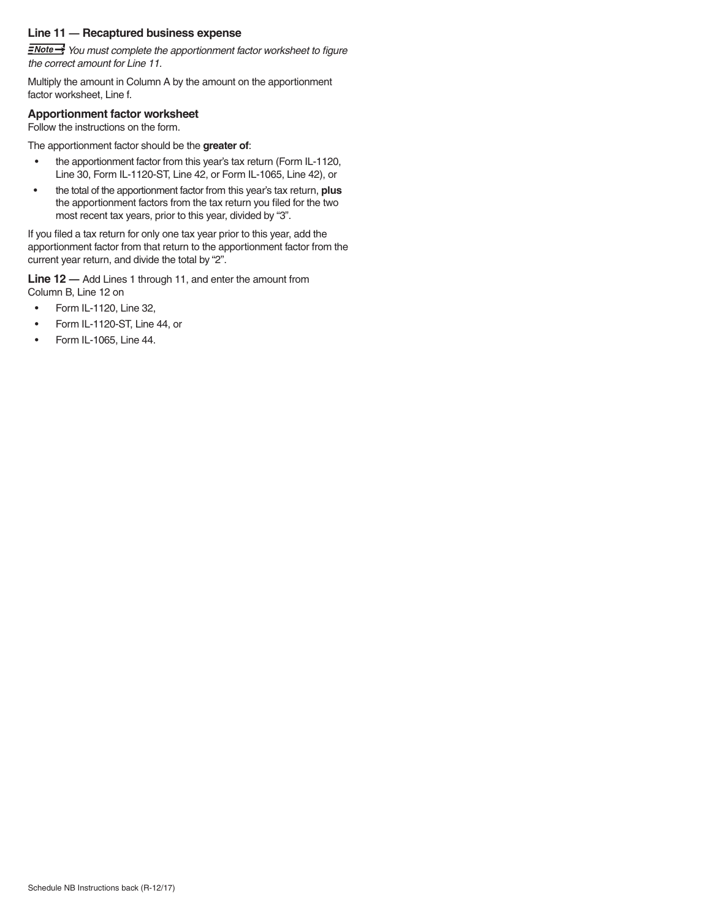### Line 11 — Recaptured business expense

**Note →** *You must complete the apportionment factor worksheet to figure the correct amount for Line 11.*

Multiply the amount in Column A by the amount on the apportionment factor worksheet, Line f.

### Apportionment factor worksheet

Follow the instructions on the form.

The apportionment factor should be the **greater of**:

- the apportionment factor from this year's tax return (Form IL-1120, Line 30, Form IL-1120-ST, Line 42, or Form IL-1065, Line 42), or
- the total of the apportionment factor from this year's tax return, **plus** the apportionment factors from the tax return you filed for the two most recent tax years, prior to this year, divided by "3".

If you filed a tax return for only one tax year prior to this year, add the apportionment factor from that return to the apportionment factor from the current year return, and divide the total by "2".

**Line 12 —** Add Lines 1 through 11, and enter the amount from Column B, Line 12 on

- Form IL-1120, Line 32,
- Form IL-1120-ST, Line 44, or
- Form IL-1065, Line 44.

Schedule NB Instructions back (R-12/17)